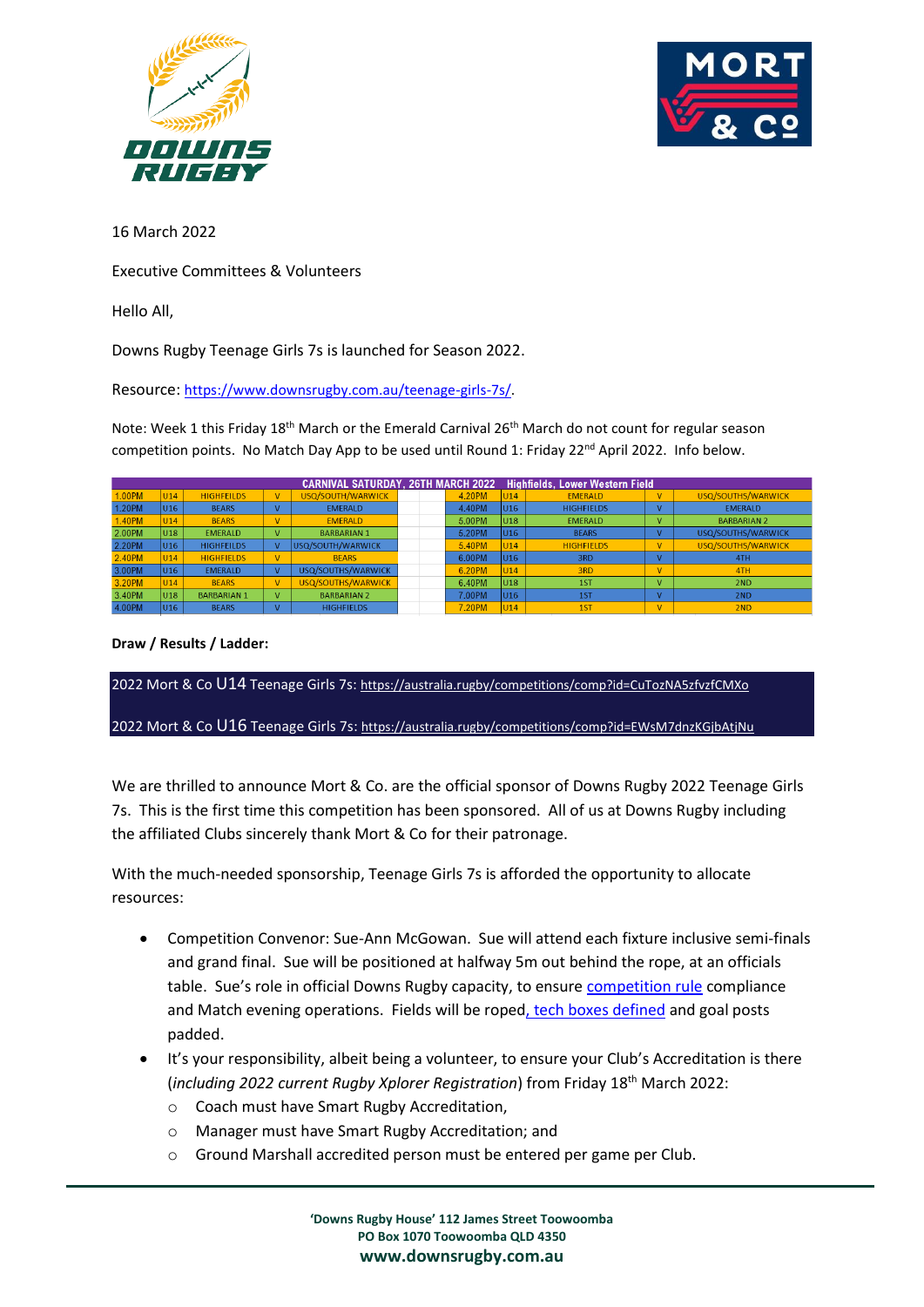16 March 2022

Executive Committees & Volunteers

Hello All,

Downs Rugby Teenage Girls 7s is launched for Season 2022.

Resource: https://www.downsrugby.com.au/teenage-girls-7s/.

Note: Week 1 this Friday 18th March or the Emerald Carnival 26th March do not count for regular season competition points. No Match Day App to be used until Round 1: Friday 22nd April 2022. Info below.

| CARNIVAL SATURDAY, 26TH MARCH 2022 | | | | | | Highfields, Lower Western Field | | | | |
|---|---|---|---|---|---|---|---|---|---|---|
| 1.00PM | U14 | HIGHFEILDS | V | USQ/SOUTH/WARWICK | | 4.20PM | U14 | EMERALD | V | USQ/SOUTHS/WARWICK |
| 1.20PM | U16 | BEARS | V | EMERALD | | 4.40PM | U16 | HIGHFIELDS | V | EMERALD |
| 1.40PM | U14 | BEARS | V | EMERALD | | 5.00PM | U18 | EMERALD | V | BARBARIAN 2 |
| 2.00PM | U18 | EMERALD | V | BARBARIAN 1 | | 5.20PM | U16 | BEARS | V | USQ/SOUTHS/WARWICK |
| 2.20PM | U16 | HIGHFEILDS | V | USQ/SOUTH/WARWICK | | 5.40PM | U14 | HIGHFIELDS | V | USQ/SOUTHS/WARWICK |
| 2.40PM | U14 | HIGHFEILDS | V | BEARS | | 6.00PM | U16 | 3RD | V | 4TH |
| 3.00PM | U16 | EMERALD | V | USQ/SOUTHS/WARWICK | | 6.20PM | U14 | 3RD | V | 4TH |
| 3.20PM | U14 | BEARS | V | USQ/SOUTHS/WARWICK | | 6.40PM | U18 | 1ST | V | 2ND |
| 3.40PM | U18 | BARBARIAN 1 | V | BARBARIAN 2 | | 7.00PM | U16 | 1ST | V | 2ND |
| 4.00PM | U16 | BEARS | V | HIGHFIELDS | | 7.20PM | U14 | 1ST | V | 2ND |

**Draw / Results / Ladder:**

2022 Mort & Co U14 Teenage Girls 7s: https://australia.rugby/competitions/comp?id=CuTozNA5zfvzfCMXo

2022 Mort & Co U16 Teenage Girls 7s: https://australia.rugby/competitions/comp?id=EWsM7dnzKGjbAtjNu

We are thrilled to announce Mort & Co. are the official sponsor of Downs Rugby 2022 Teenage Girls 7s. This is the first time this competition has been sponsored. All of us at Downs Rugby including the affiliated Clubs sincerely thank Mort & Co for their patronage.

With the much-needed sponsorship, Teenage Girls 7s is afforded the opportunity to allocate resources:

- Competition Convenor: Sue-Ann McGowan. Sue will attend each fixture inclusive semi-finals and grand final. Sue will be positioned at halfway 5m out behind the rope, at an officials table. Sue's role in official Downs Rugby capacity, to ensure competition rule compliance and Match evening operations. Fields will be roped, tech boxes defined and goal posts padded.
- It's your responsibility, albeit being a volunteer, to ensure your Club's Accreditation is there (*including 2022 current Rugby Xplorer Registration*) from Friday 18th March 2022:
  - Coach must have Smart Rugby Accreditation,
  - Manager must have Smart Rugby Accreditation; and
  - Ground Marshall accredited person must be entered per game per Club.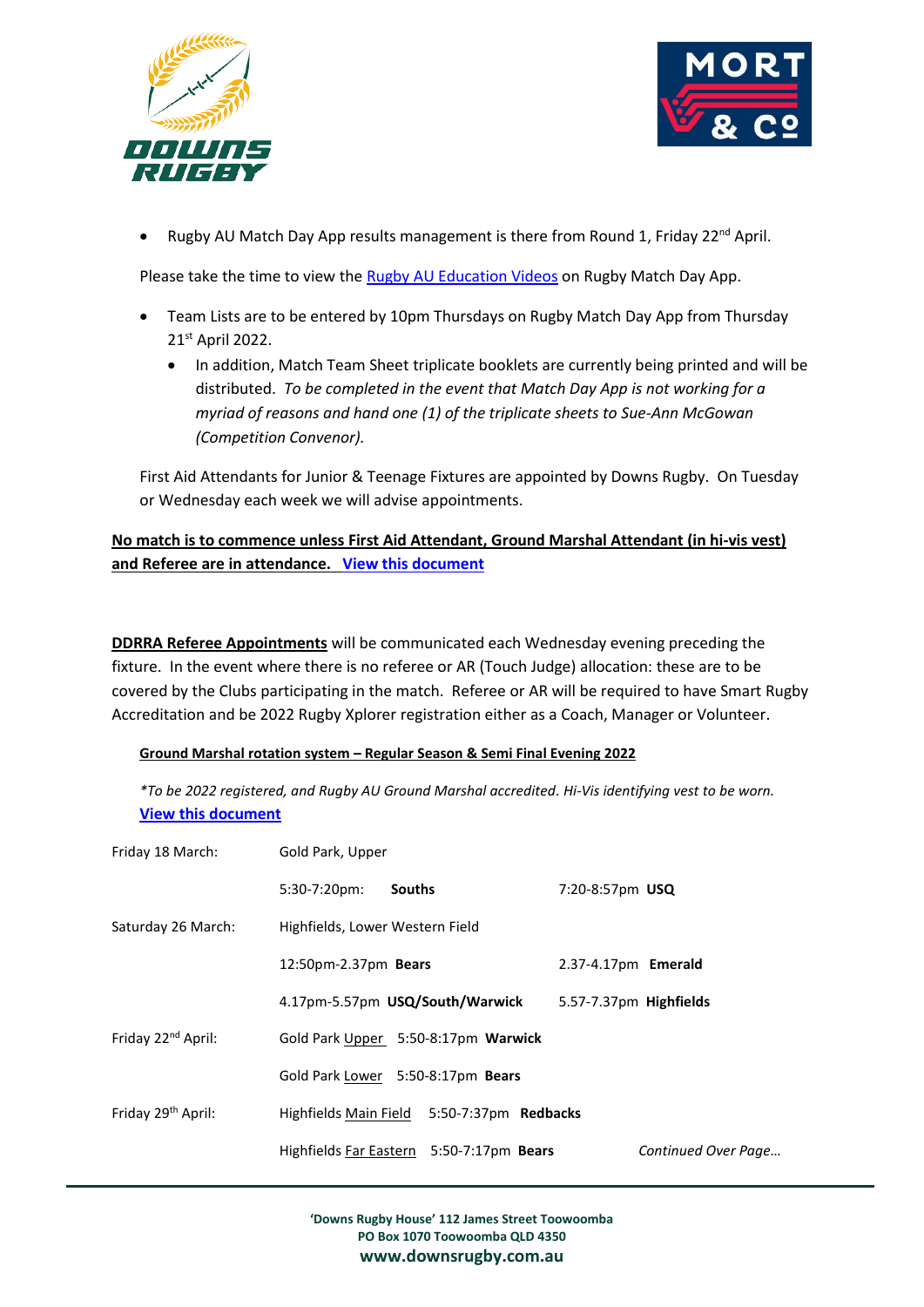- Rugby AU Match Day App results management is there from Round 1, Friday 22nd April.

Please take the time to view the [Rugby AU Education Videos] on Rugby Match Day App.

- Team Lists are to be entered by 10pm Thursdays on Rugby Match Day App from Thursday 21st April 2022.
  - In addition, Match Team Sheet triplicate booklets are currently being printed and will be distributed. *To be completed in the event that Match Day App is not working for a myriad of reasons and hand one (1) of the triplicate sheets to Sue-Ann McGowan (Competition Convenor).*

First Aid Attendants for Junior & Teenage Fixtures are appointed by Downs Rugby. On Tuesday or Wednesday each week we will advise appointments.

**No match is to commence unless First Aid Attendant, Ground Marshal Attendant (in hi-vis vest) and Referee are in attendance. [View this document]**

**DDRRA Referee Appointments** will be communicated each Wednesday evening preceding the fixture. In the event where there is no referee or AR (Touch Judge) allocation: these are to be covered by the Clubs participating in the match. Referee or AR will be required to have Smart Rugby Accreditation and be 2022 Rugby Xplorer registration either as a Coach, Manager or Volunteer.

**Ground Marshal rotation system – Regular Season & Semi Final Evening 2022**

*\*To be 2022 registered, and Rugby AU Ground Marshal accredited. Hi-Vis identifying vest to be worn.*
**[View this document]**

| | | |
|---|---|---|
| Friday 18 March: | Gold Park, Upper | |
| | 5:30-7:20pm: **Souths** | 7:20-8:57pm **USQ** |
| Saturday 26 March: | Highfields, Lower Western Field | |
| | 12:50pm-2.37pm **Bears** | 2.37-4.17pm **Emerald** |
| | 4.17pm-5.57pm **USQ/South/Warwick** | 5.57-7.37pm **Highfields** |
| Friday 22nd April: | Gold Park Upper 5:50-8:17pm **Warwick** | |
| | Gold Park Lower 5:50-8:17pm **Bears** | |
| Friday 29th April: | Highfields Main Field 5:50-7:37pm **Redbacks** | |
| | Highfields Far Eastern 5:50-7:17pm **Bears** | *Continued Over Page…* |

**'Downs Rugby House' 112 James Street Toowoomba**
**PO Box 1070 Toowoomba QLD 4350**
**www.downsrugby.com.au**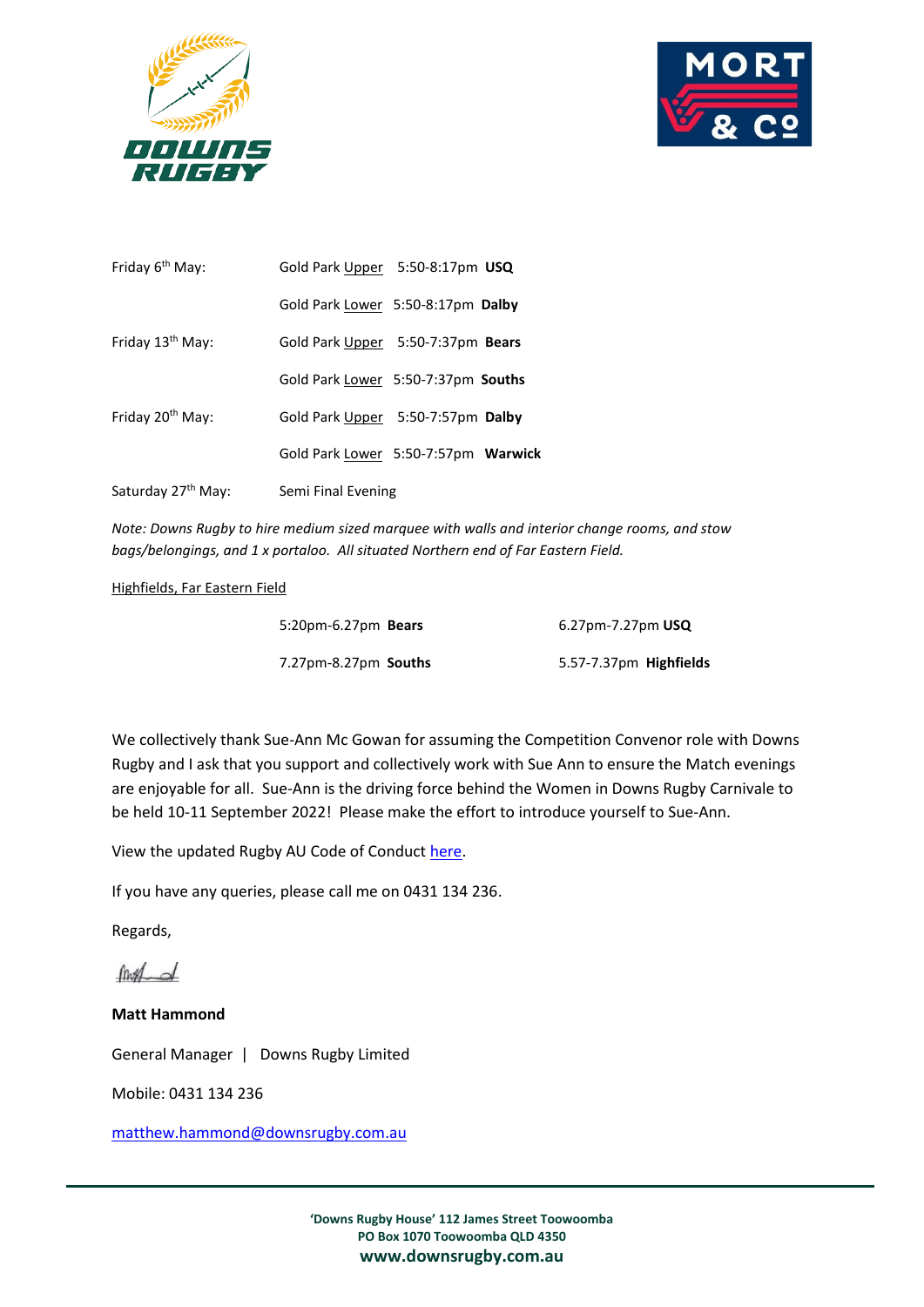| | | | |
|---|---|---|---|
| Friday 6th May: | Gold Park Upper | 5:50-8:17pm | **USQ** |
| | Gold Park Lower | 5:50-8:17pm | **Dalby** |
| Friday 13th May: | Gold Park Upper | 5:50-7:37pm | **Bears** |
| | Gold Park Lower | 5:50-7:37pm | **Souths** |
| Friday 20th May: | Gold Park Upper | 5:50-7:57pm | **Dalby** |
| | Gold Park Lower | 5:50-7:57pm | **Warwick** |
| Saturday 27th May: | Semi Final Evening | | |

*Note: Downs Rugby to hire medium sized marquee with walls and interior change rooms, and stow bags/belongings, and 1 x portaloo. All situated Northern end of Far Eastern Field.*

Highfields, Far Eastern Field

| | |
|---|---|
| 5:20pm-6.27pm **Bears** | 6.27pm-7.27pm **USQ** |
| 7.27pm-8.27pm **Souths** | 5.57-7.37pm **Highfields** |

We collectively thank Sue-Ann Mc Gowan for assuming the Competition Convenor role with Downs Rugby and I ask that you support and collectively work with Sue Ann to ensure the Match evenings are enjoyable for all. Sue-Ann is the driving force behind the Women in Downs Rugby Carnivale to be held 10-11 September 2022! Please make the effort to introduce yourself to Sue-Ann.

View the updated Rugby AU Code of Conduct here.

If you have any queries, please call me on 0431 134 236.

Regards,

**Matt Hammond**

General Manager | Downs Rugby Limited

Mobile: 0431 134 236

matthew.hammond@downsrugby.com.au

**'Downs Rugby House' 112 James Street Toowoomba**
**PO Box 1070 Toowoomba QLD 4350**
**www.downsrugby.com.au**